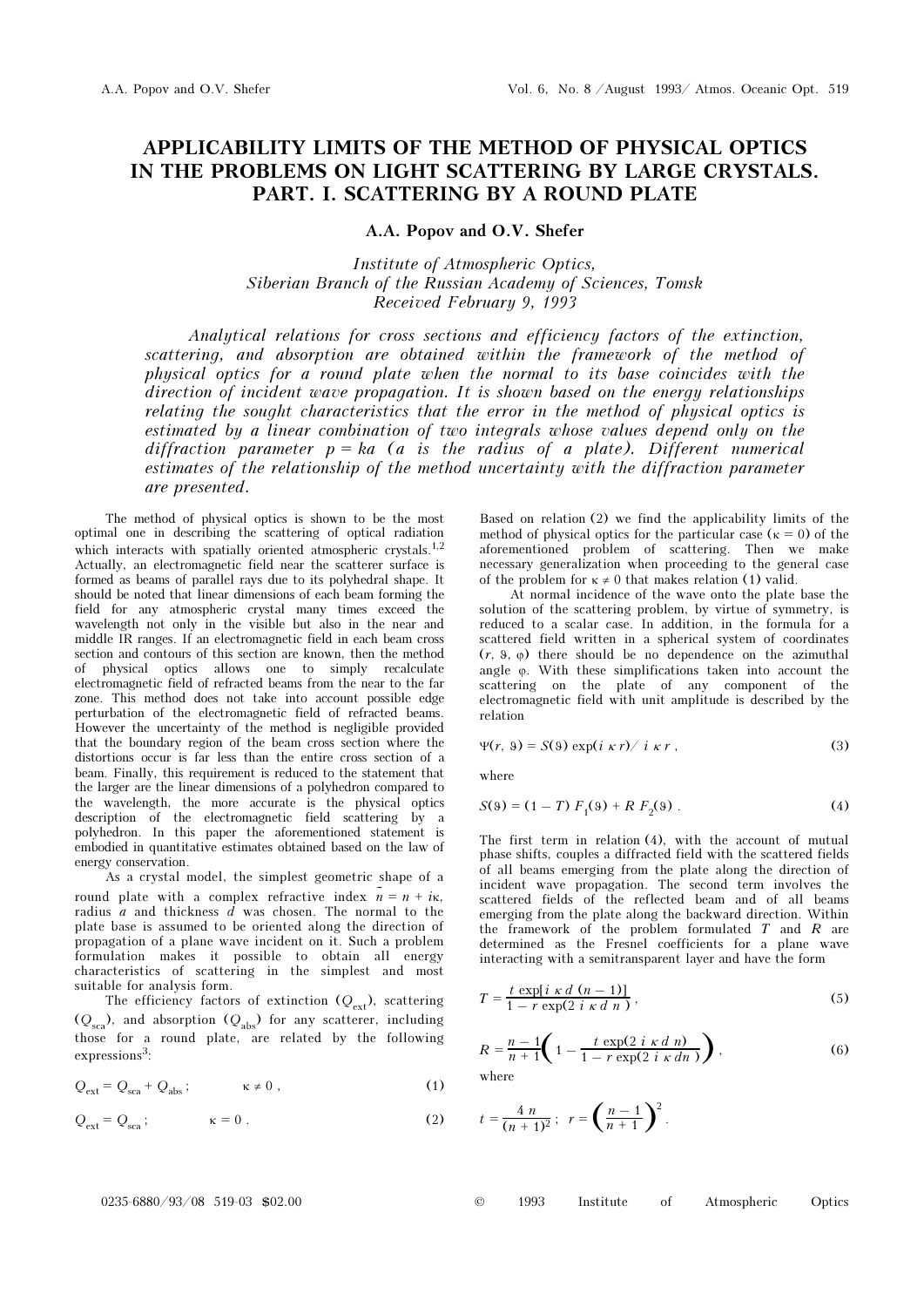# APPLICABILITY LIMITS OF THE METHOD OF PHYSICAL OPTICS IN THE PROBLEMS ON LIGHT SCATTERING BY LARGE CRYSTALS. PART. I. SCATTERING BY A ROUND PLATE

**A.A. Popov and O.V. Shefer**

*Institute of Atmospheric Optics,*
*Siberian Branch of the Russian Academy of Sciences, Tomsk*
*Received February 9, 1993*

*Analytical relations for cross sections and efficiency factors of the extinction, scattering, and absorption are obtained within the framework of the method of physical optics for a round plate when the normal to its base coincides with the direction of incident wave propagation. It is shown based on the energy relationships relating the sought characteristics that the error in the method of physical optics is estimated by a linear combination of two integrals whose values depend only on the diffraction parameter $p = ka$ ($a$ is the radius of a plate). Different numerical estimates of the relationship of the method uncertainty with the diffraction parameter are presented.*

The method of physical optics is shown to be the most optimal one in describing the scattering of optical radiation which interacts with spatially oriented atmospheric crystals.[1,2] Actually, an electromagnetic field near the scatterer surface is formed as beams of parallel rays due to its polyhedral shape. It should be noted that linear dimensions of each beam forming the field for any atmospheric crystal many times exceed the wavelength not only in the visible but also in the near and middle IR ranges. If an electromagnetic field in each beam cross section and contours of this section are known, then the method of physical optics allows one to simply recalculate electromagnetic field of refracted beams from the near to the far zone. This method does not take into account possible edge perturbation of the electromagnetic field of refracted beams. However the uncertainty of the method is negligible provided that the boundary region of the beam cross section where the distortions occur is far less than the entire cross section of a beam. Finally, this requirement is reduced to the statement that the larger are the linear dimensions of a polyhedron compared to the wavelength, the more accurate is the physical optics description of the electromagnetic field scattering by a polyhedron. In this paper the aforementioned statement is embodied in quantitative estimates obtained based on the law of energy conservation.

As a crystal model, the simplest geometric shape of a round plate with a complex refractive index $\tilde{n} = n + i\kappa$, radius $a$ and thickness $d$ was chosen. The normal to the plate base is assumed to be oriented along the direction of propagation of a plane wave incident on it. Such a problem formulation makes it possible to obtain all energy characteristics of scattering in the simplest and most suitable for analysis form.

The efficiency factors of extinction ($Q_{\text{ext}}$), scattering ($Q_{\text{sca}}$), and absorption ($Q_{\text{abs}}$) for any scatterer, including those for a round plate, are related by the following expressions[3]:

$$Q_{\text{ext}} = Q_{\text{sca}} + Q_{\text{abs}}\,; \qquad \kappa \neq 0\,, \tag{1}$$

$$Q_{\text{ext}} = Q_{\text{sca}}\,; \qquad \kappa = 0\,. \tag{2}$$

Based on relation (2) we find the applicability limits of the method of physical optics for the particular case ($\kappa = 0$) of the aforementioned problem of scattering. Then we make necessary generalization when proceeding to the general case of the problem for $\kappa \neq 0$ that makes relation (1) valid.

At normal incidence of the wave onto the plate base the solution of the scattering problem, by virtue of symmetry, is reduced to a scalar case. In addition, in the formula for a scattered field written in a spherical system of coordinates ($r$, $\vartheta$, $\varphi$) there should be no dependence on the azimuthal angle $\varphi$. With these simplifications taken into account the scattering on the plate of any component of the electromagnetic field with unit amplitude is described by the relation

$$\Psi(r,\ \vartheta) = S(\vartheta)\,\exp(i\,\kappa\,r)/\ i\,\kappa\,r\,, \tag{3}$$

where

$$S(\vartheta) = (1 - T)\,F_1(\vartheta) + R\,F_2(\vartheta)\,. \tag{4}$$

The first term in relation (4), with the account of mutual phase shifts, couples a diffracted field with the scattered fields of all beams emerging from the plate along the direction of incident wave propagation. The second term involves the scattered fields of the reflected beam and of all beams emerging from the plate along the backward direction. Within the framework of the problem formulated $T$ and $R$ are determined as the Fresnel coefficients for a plane wave interacting with a semitransparent layer and have the form

$$T = \frac{t\,\exp[i\,\kappa\,d\,(n-1)]}{1 - r\,\exp(2\,i\,\kappa\,d\,n)}\,, \tag{5}$$

$$R = \frac{n-1}{n+1}\left(1 - \frac{t\,\exp(2\,i\,\kappa\,d\,n)}{1 - r\,\exp(2\,i\,\kappa\,dn\,)}\right), \tag{6}$$

where

$$t = \frac{4\,n}{(n+1)^2}\,;\quad r = \left(\frac{n-1}{n+1}\right)^2.$$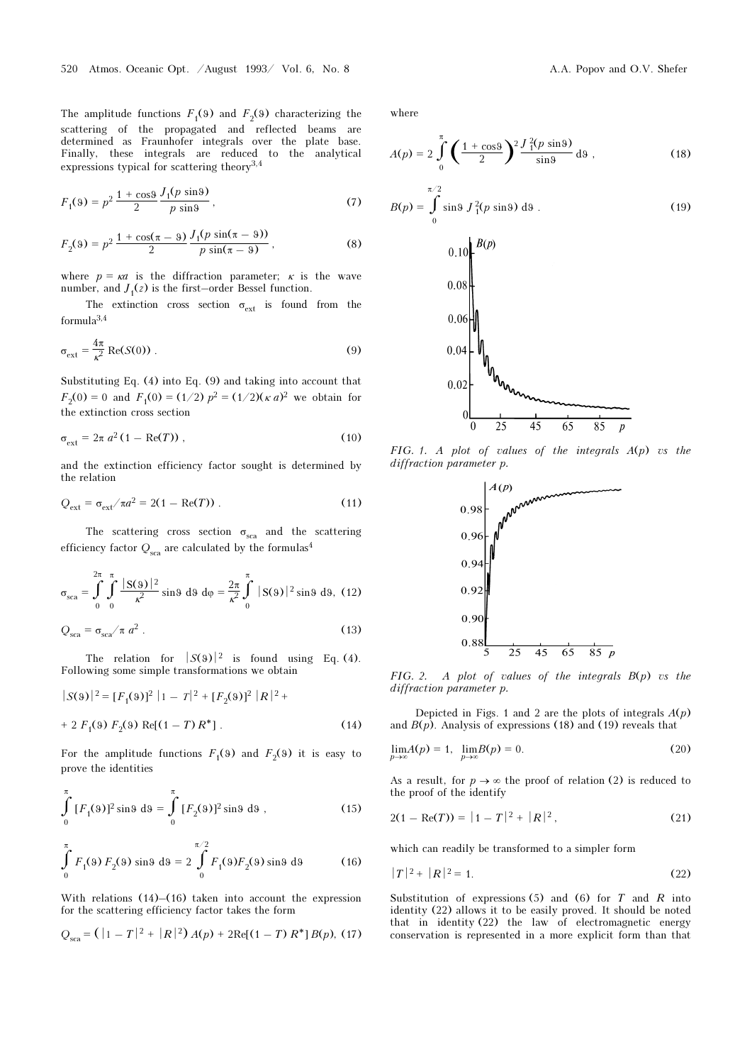The amplitude functions $F_1(\vartheta)$ and $F_2(\vartheta)$ characterizing the scattering of the propagated and reflected beams are determined as Fraunhofer integrals over the plate base. Finally, these integrals are reduced to the analytical expressions typical for scattering theory[3,4]

$$F_1(\vartheta) = p^2 \frac{1 + \cos\vartheta}{2} \frac{J_1(p \sin\vartheta)}{p \sin\vartheta}, \tag{7}$$

$$F_2(\vartheta) = p^2 \frac{1 + \cos(\pi - \vartheta)}{2} \frac{J_1(p \sin(\pi - \vartheta))}{p \sin(\pi - \vartheta)}, \tag{8}$$

where $p = \kappa a$ is the diffraction parameter; $\kappa$ is the wave number, and $J_1(z)$ is the first–order Bessel function.

The extinction cross section $\sigma_{ext}$ is found from the formula[3,4]

$$\sigma_{ext} = \frac{4\pi}{\kappa^2} \mathrm{Re}(S(0)). \tag{9}$$

Substituting Eq. (4) into Eq. (9) and taking into account that $F_2(0) = 0$ and $F_1(0) = (1/2)\, p^2 = (1/2)(\kappa\, a)^2$ we obtain for the extinction cross section

$$\sigma_{ext} = 2\pi\, a^2 (1 - \mathrm{Re}(T)), \tag{10}$$

and the extinction efficiency factor sought is determined by the relation

$$Q_{ext} = \sigma_{ext}/\pi a^2 = 2(1 - \mathrm{Re}(T)). \tag{11}$$

The scattering cross section $\sigma_{sca}$ and the scattering efficiency factor $Q_{sca}$ are calculated by the formulas[4]

$$\sigma_{sca} = \int\limits_0^{2\pi} \int\limits_0^{\pi} \frac{|S(\vartheta)|^2}{\kappa^2} \sin\vartheta \, d\vartheta \, d\varphi = \frac{2\pi}{\kappa^2} \int\limits_0^{\pi} |S(\vartheta)|^2 \sin\vartheta \, d\vartheta, \tag{12}$$

$$Q_{sca} = \sigma_{sca}/\pi\, a^2. \tag{13}$$

The relation for $|S(\vartheta)|^2$ is found using Eq. (4). Following some simple transformations we obtain

$$|S(\vartheta)|^2 = [F_1(\vartheta)]^2\, |1 - T|^2 + [F_2(\vartheta)]^2\, |R|^2 +$$

$$+ 2\, F_1(\vartheta)\, F_2(\vartheta)\, \mathrm{Re}[(1 - T)\, R^*]. \tag{14}$$

For the amplitude functions $F_1(\vartheta)$ and $F_2(\vartheta)$ it is easy to prove the identities

$$\int\limits_0^{\pi} [F_1(\vartheta)]^2 \sin\vartheta \, d\vartheta = \int\limits_0^{\pi} [F_2(\vartheta)]^2 \sin\vartheta \, d\vartheta, \tag{15}$$

$$\int\limits_0^{\pi} F_1(\vartheta)\, F_2(\vartheta) \sin\vartheta \, d\vartheta = 2 \int\limits_0^{\pi/2} F_1(\vartheta) F_2(\vartheta) \sin\vartheta \, d\vartheta \tag{16}$$

With relations (14)–(16) taken into account the expression for the scattering efficiency factor takes the form

$$Q_{sca} = \left(|1 - T|^2 + |R|^2\right) A(p) + 2\mathrm{Re}[(1 - T)\, R^*]\, B(p), \tag{17}$$

where

$$A(p) = 2 \int\limits_0^{\pi} \left(\frac{1 + \cos\vartheta}{2}\right)^2 \frac{J_1^2(p \sin\vartheta)}{\sin\vartheta} \, d\vartheta, \tag{18}$$

$$B(p) = \int\limits_0^{\pi/2} \sin\vartheta \, J_1^2(p \sin\vartheta) \, d\vartheta. \tag{19}$$

*FIG. 1. A plot of values of the integrals $A(p)$ vs the diffraction parameter p.*

*FIG. 2. A plot of values of the integrals $B(p)$ vs the diffraction parameter p.*

Depicted in Figs. 1 and 2 are the plots of integrals $A(p)$ and $B(p)$. Analysis of expressions (18) and (19) reveals that

$$\lim_{p\to\infty} A(p) = 1, \quad \lim_{p\to\infty} B(p) = 0. \tag{20}$$

As a result, for $p \to \infty$ the proof of relation (2) is reduced to the proof of the identify

$$2(1 - \mathrm{Re}(T)) = |1 - T|^2 + |R|^2, \tag{21}$$

which can readily be transformed to a simpler form

$$|T|^2 + |R|^2 = 1. \tag{22}$$

Substitution of expressions (5) and (6) for $T$ and $R$ into identity (22) allows it to be easily proved. It should be noted that in identity (22) the law of electromagnetic energy conservation is represented in a more explicit form than that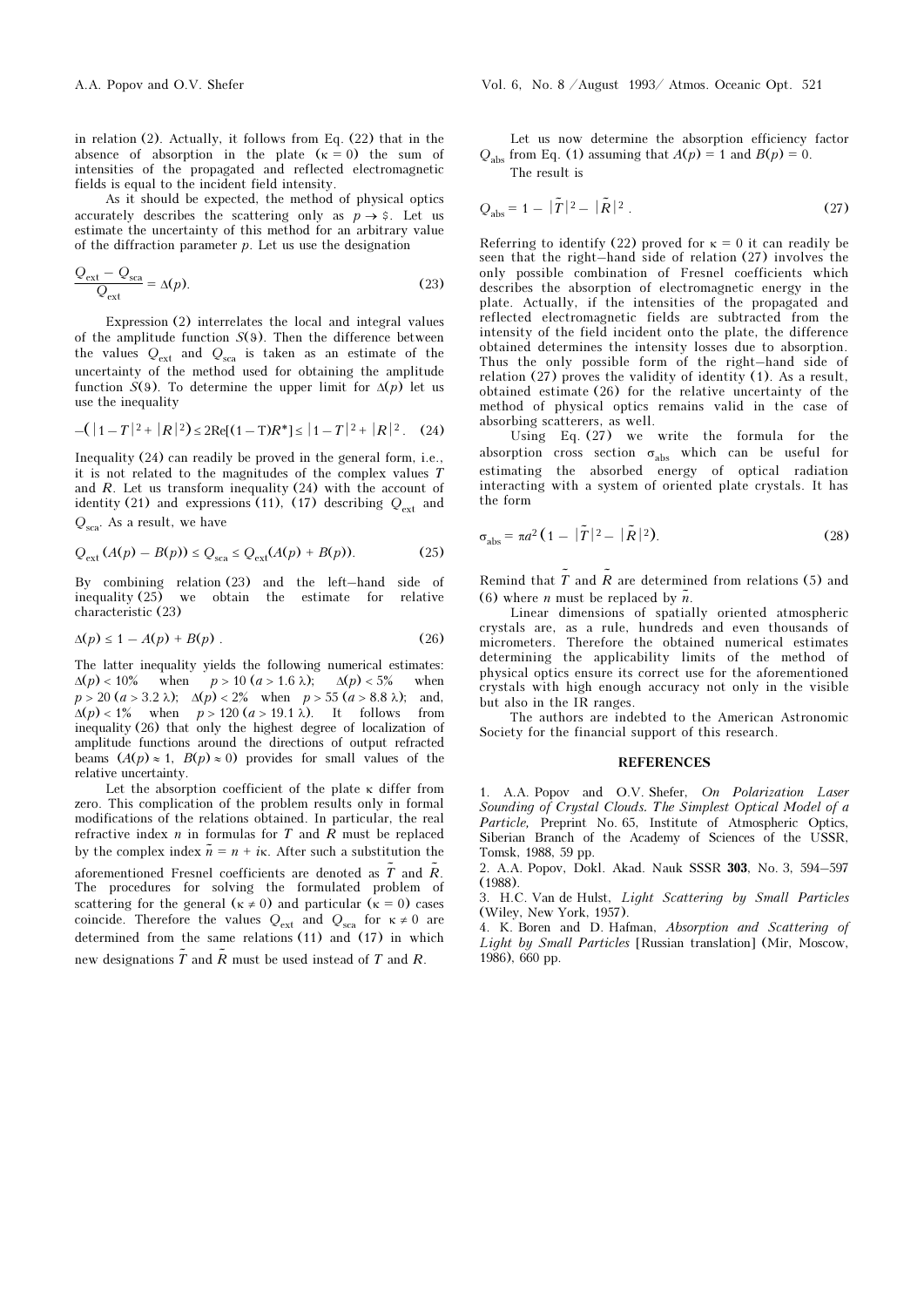in relation (2). Actually, it follows from Eq. (22) that in the absence of absorption in the plate ($\kappa = 0$) the sum of intensities of the propagated and reflected electromagnetic fields is equal to the incident field intensity.

As it should be expected, the method of physical optics accurately describes the scattering only as $p \to \infty$. Let us estimate the uncertainty of this method for an arbitrary value of the diffraction parameter $p$. Let us use the designation

$$\frac{Q_{\text{ext}} - Q_{\text{sca}}}{Q_{\text{ext}}} = \Delta(p). \tag{23}$$

Expression (2) interrelates the local and integral values of the amplitude function $S(\vartheta)$. Then the difference between the values $Q_{\text{ext}}$ and $Q_{\text{sca}}$ is taken as an estimate of the uncertainty of the method used for obtaining the amplitude function $S(\vartheta)$. To determine the upper limit for $\Delta(p)$ let us use the inequality

$$-\left(|1 - T|^2 + |R|^2\right) \le 2\text{Re}[(1 - T)R^*] \le |1 - T|^2 + |R|^2. \tag{24}$$

Inequality (24) can readily be proved in the general form, i.e., it is not related to the magnitudes of the complex values $T$ and $R$. Let us transform inequality (24) with the account of identity (21) and expressions (11), (17) describing $Q_{\text{ext}}$ and $Q_{\text{sca}}$. As a result, we have

$$Q_{\text{ext}}\,(A(p) - B(p)) \le Q_{\text{sca}} \le Q_{\text{ext}}(A(p) + B(p)). \tag{25}$$

By combining relation (23) and the left–hand side of inequality (25) we obtain the estimate for relative characteristic (23)

$$\Delta(p) \le 1 - A(p) + B(p)\ . \tag{26}$$

The latter inequality yields the following numerical estimates: $\Delta(p) < 10\%$ when $p > 10$ ($a > 1.6\ \lambda$); $\Delta(p) < 5\%$ when $p > 20$ ($a > 3.2\ \lambda$); $\Delta(p) < 2\%$ when $p > 55$ ($a > 8.8\ \lambda$); and, $\Delta(p) < 1\%$ when $p > 120$ ($a > 19.1\ \lambda$). It follows from inequality (26) that only the highest degree of localization of amplitude functions around the directions of output refracted beams ($A(p) \approx 1$, $B(p) \approx 0$) provides for small values of the relative uncertainty.

Let the absorption coefficient of the plate $\kappa$ differ from zero. This complication of the problem results only in formal modifications of the relations obtained. In particular, the real refractive index $n$ in formulas for $T$ and $R$ must be replaced by the complex index $\tilde{n} = n + i\kappa$. After such a substitution the aforementioned Fresnel coefficients are denoted as $\tilde{T}$ and $\tilde{R}$. The procedures for solving the formulated problem of scattering for the general ($\kappa \ne 0$) and particular ($\kappa = 0$) cases coincide. Therefore the values $Q_{\text{ext}}$ and $Q_{\text{sca}}$ for $\kappa \ne 0$ are determined from the same relations (11) and (17) in which new designations $\tilde{T}$ and $\tilde{R}$ must be used instead of $T$ and $R$.

Let us now determine the absorption efficiency factor $Q_{\text{abs}}$ from Eq. (1) assuming that $A(p) = 1$ and $B(p) = 0$.

The result is

$$Q_{\text{abs}} = 1 - |\tilde{T}|^2 - |\tilde{R}|^2\ . \tag{27}$$

Referring to identify (22) proved for $\kappa = 0$ it can readily be seen that the right–hand side of relation (27) involves the only possible combination of Fresnel coefficients which describes the absorption of electromagnetic energy in the plate. Actually, if the intensities of the propagated and reflected electromagnetic fields are subtracted from the intensity of the field incident onto the plate, the difference obtained determines the intensity losses due to absorption. Thus the only possible form of the right–hand side of relation (27) proves the validity of identity (1). As a result, obtained estimate (26) for the relative uncertainty of the method of physical optics remains valid in the case of absorbing scatterers, as well.

Using Eq. (27) we write the formula for the absorption cross section $\sigma_{\text{abs}}$ which can be useful for estimating the absorbed energy of optical radiation interacting with a system of oriented plate crystals. It has the form

$$\sigma_{\text{abs}} = \pi a^2 \left(1 - |\tilde{T}|^2 - |\tilde{R}|^2\right). \tag{28}$$

Remind that $\tilde{T}$ and $\tilde{R}$ are determined from relations (5) and (6) where $n$ must be replaced by $\tilde{n}$.

Linear dimensions of spatially oriented atmospheric crystals are, as a rule, hundreds and even thousands of micrometers. Therefore the obtained numerical estimates determining the applicability limits of the method of physical optics ensure its correct use for the aforementioned crystals with high enough accuracy not only in the visible but also in the IR ranges.

The authors are indebted to the American Astronomic Society for the financial support of this research.

## REFERENCES

1. A.A. Popov and O.V. Shefer, *On Polarization Laser Sounding of Crystal Clouds. The Simplest Optical Model of a Particle,* Preprint No. 65, Institute of Atmospheric Optics, Siberian Branch of the Academy of Sciences of the USSR, Tomsk, 1988, 59 pp.
2. A.A. Popov, Dokl. Akad. Nauk SSSR **303**, No. 3, 594–597 (1988).
3. H.C. Van de Hulst, *Light Scattering by Small Particles* (Wiley, New York, 1957).
4. K. Boren and D. Hafman, *Absorption and Scattering of Light by Small Particles* [Russian translation] (Mir, Moscow, 1986), 660 pp.